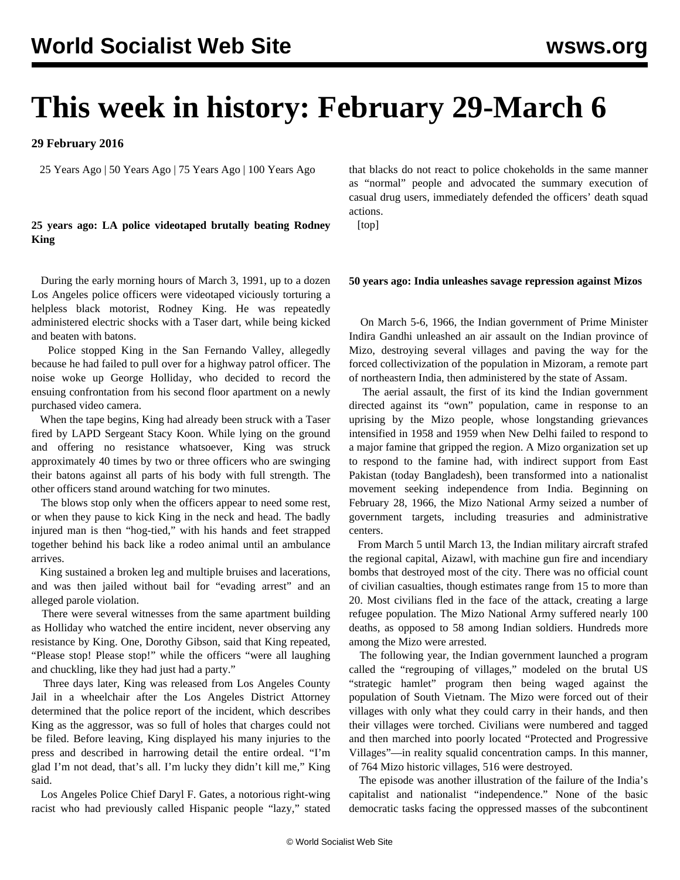# This week in history: February 29-March 6

**29 February 2016**

25 Years Ago | 50 Years Ago | 75 Years Ago | 100 Years Ago

### 25 years ago: LA police videotaped brutally beating Rodney King

During the early morning hours of March 3, 1991, up to a dozen Los Angeles police officers were videotaped viciously torturing a helpless black motorist, Rodney King. He was repeatedly administered electric shocks with a Taser dart, while being kicked and beaten with batons.

Police stopped King in the San Fernando Valley, allegedly because he had failed to pull over for a highway patrol officer. The noise woke up George Holliday, who decided to record the ensuing confrontation from his second floor apartment on a newly purchased video camera.

When the tape begins, King had already been struck with a Taser fired by LAPD Sergeant Stacy Koon. While lying on the ground and offering no resistance whatsoever, King was struck approximately 40 times by two or three officers who are swinging their batons against all parts of his body with full strength. The other officers stand around watching for two minutes.

The blows stop only when the officers appear to need some rest, or when they pause to kick King in the neck and head. The badly injured man is then "hog-tied," with his hands and feet strapped together behind his back like a rodeo animal until an ambulance arrives.

King sustained a broken leg and multiple bruises and lacerations, and was then jailed without bail for "evading arrest" and an alleged parole violation.

There were several witnesses from the same apartment building as Holliday who watched the entire incident, never observing any resistance by King. One, Dorothy Gibson, said that King repeated, "Please stop! Please stop!" while the officers "were all laughing and chuckling, like they had just had a party."

Three days later, King was released from Los Angeles County Jail in a wheelchair after the Los Angeles District Attorney determined that the police report of the incident, which describes King as the aggressor, was so full of holes that charges could not be filed. Before leaving, King displayed his many injuries to the press and described in harrowing detail the entire ordeal. "I'm glad I'm not dead, that's all. I'm lucky they didn't kill me," King said.

Los Angeles Police Chief Daryl F. Gates, a notorious right-wing racist who had previously called Hispanic people "lazy," stated that blacks do not react to police chokeholds in the same manner as "normal" people and advocated the summary execution of casual drug users, immediately defended the officers' death squad actions.

[top]

### 50 years ago: India unleashes savage repression against Mizos

On March 5-6, 1966, the Indian government of Prime Minister Indira Gandhi unleashed an air assault on the Indian province of Mizo, destroying several villages and paving the way for the forced collectivization of the population in Mizoram, a remote part of northeastern India, then administered by the state of Assam.

The aerial assault, the first of its kind the Indian government directed against its "own" population, came in response to an uprising by the Mizo people, whose longstanding grievances intensified in 1958 and 1959 when New Delhi failed to respond to a major famine that gripped the region. A Mizo organization set up to respond to the famine had, with indirect support from East Pakistan (today Bangladesh), been transformed into a nationalist movement seeking independence from India. Beginning on February 28, 1966, the Mizo National Army seized a number of government targets, including treasuries and administrative centers.

From March 5 until March 13, the Indian military aircraft strafed the regional capital, Aizawl, with machine gun fire and incendiary bombs that destroyed most of the city. There was no official count of civilian casualties, though estimates range from 15 to more than 20. Most civilians fled in the face of the attack, creating a large refugee population. The Mizo National Army suffered nearly 100 deaths, as opposed to 58 among Indian soldiers. Hundreds more among the Mizo were arrested.

The following year, the Indian government launched a program called the "regrouping of villages," modeled on the brutal US "strategic hamlet" program then being waged against the population of South Vietnam. The Mizo were forced out of their villages with only what they could carry in their hands, and then their villages were torched. Civilians were numbered and tagged and then marched into poorly located "Protected and Progressive Villages"—in reality squalid concentration camps. In this manner, of 764 Mizo historic villages, 516 were destroyed.

The episode was another illustration of the failure of the India's capitalist and nationalist "independence." None of the basic democratic tasks facing the oppressed masses of the subcontinent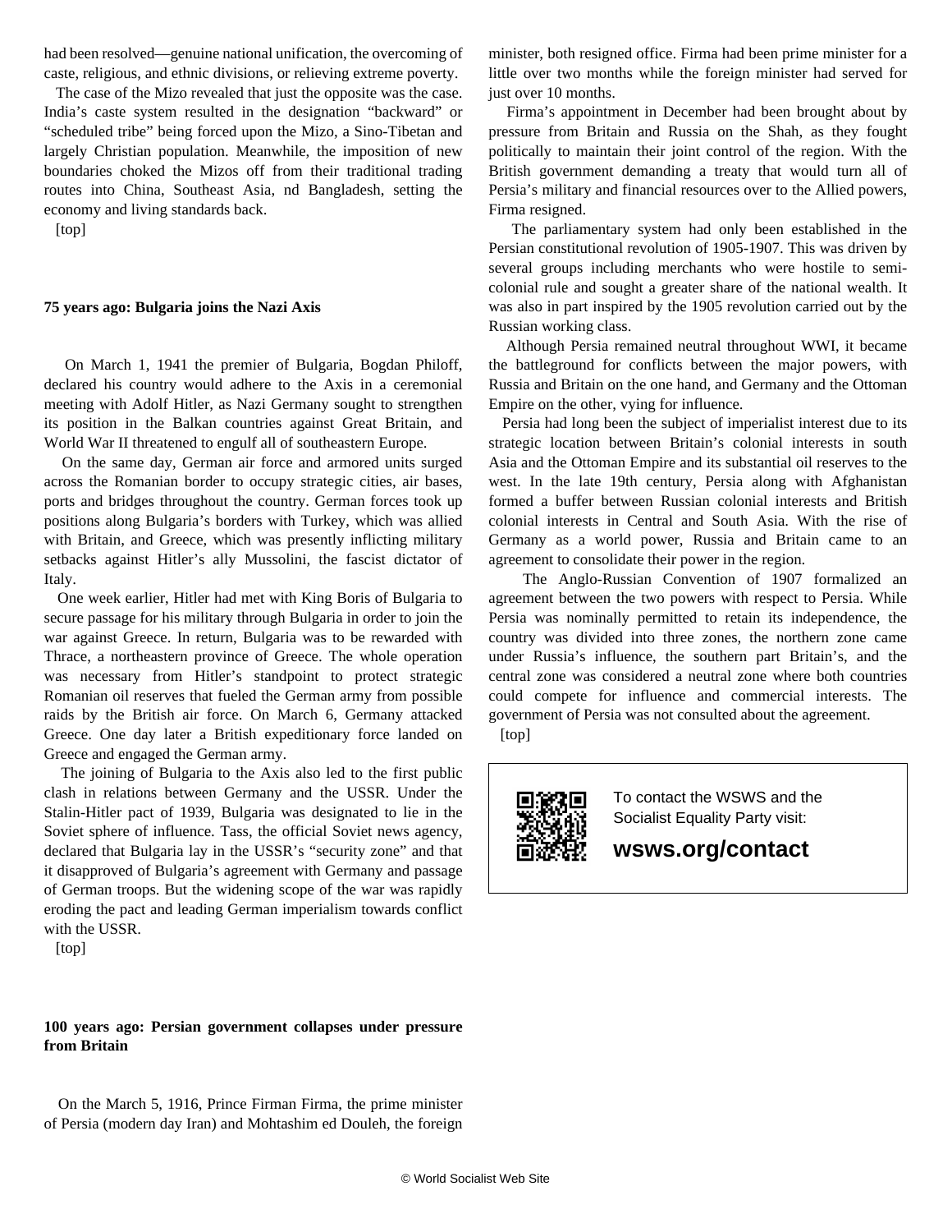had been resolved—genuine national unification, the overcoming of caste, religious, and ethnic divisions, or relieving extreme poverty.

The case of the Mizo revealed that just the opposite was the case. India's caste system resulted in the designation "backward" or "scheduled tribe" being forced upon the Mizo, a Sino-Tibetan and largely Christian population. Meanwhile, the imposition of new boundaries choked the Mizos off from their traditional trading routes into China, Southeast Asia, nd Bangladesh, setting the economy and living standards back.

[top]

### 75 years ago: Bulgaria joins the Nazi Axis

On March 1, 1941 the premier of Bulgaria, Bogdan Philoff, declared his country would adhere to the Axis in a ceremonial meeting with Adolf Hitler, as Nazi Germany sought to strengthen its position in the Balkan countries against Great Britain, and World War II threatened to engulf all of southeastern Europe.

On the same day, German air force and armored units surged across the Romanian border to occupy strategic cities, air bases, ports and bridges throughout the country. German forces took up positions along Bulgaria's borders with Turkey, which was allied with Britain, and Greece, which was presently inflicting military setbacks against Hitler's ally Mussolini, the fascist dictator of Italy.

One week earlier, Hitler had met with King Boris of Bulgaria to secure passage for his military through Bulgaria in order to join the war against Greece. In return, Bulgaria was to be rewarded with Thrace, a northeastern province of Greece. The whole operation was necessary from Hitler's standpoint to protect strategic Romanian oil reserves that fueled the German army from possible raids by the British air force. On March 6, Germany attacked Greece. One day later a British expeditionary force landed on Greece and engaged the German army.

The joining of Bulgaria to the Axis also led to the first public clash in relations between Germany and the USSR. Under the Stalin-Hitler pact of 1939, Bulgaria was designated to lie in the Soviet sphere of influence. Tass, the official Soviet news agency, declared that Bulgaria lay in the USSR's "security zone" and that it disapproved of Bulgaria's agreement with Germany and passage of German troops. But the widening scope of the war was rapidly eroding the pact and leading German imperialism towards conflict with the USSR.

[top]

### 100 years ago: Persian government collapses under pressure from Britain

On the March 5, 1916, Prince Firman Firma, the prime minister of Persia (modern day Iran) and Mohtashim ed Douleh, the foreign minister, both resigned office. Firma had been prime minister for a little over two months while the foreign minister had served for just over 10 months.

Firma's appointment in December had been brought about by pressure from Britain and Russia on the Shah, as they fought politically to maintain their joint control of the region. With the British government demanding a treaty that would turn all of Persia's military and financial resources over to the Allied powers, Firma resigned.

The parliamentary system had only been established in the Persian constitutional revolution of 1905-1907. This was driven by several groups including merchants who were hostile to semi-colonial rule and sought a greater share of the national wealth. It was also in part inspired by the 1905 revolution carried out by the Russian working class.

Although Persia remained neutral throughout WWI, it became the battleground for conflicts between the major powers, with Russia and Britain on the one hand, and Germany and the Ottoman Empire on the other, vying for influence.

Persia had long been the subject of imperialist interest due to its strategic location between Britain's colonial interests in south Asia and the Ottoman Empire and its substantial oil reserves to the west. In the late 19th century, Persia along with Afghanistan formed a buffer between Russian colonial interests and British colonial interests in Central and South Asia. With the rise of Germany as a world power, Russia and Britain came to an agreement to consolidate their power in the region.

The Anglo-Russian Convention of 1907 formalized an agreement between the two powers with respect to Persia. While Persia was nominally permitted to retain its independence, the country was divided into three zones, the northern zone came under Russia's influence, the southern part Britain's, and the central zone was considered a neutral zone where both countries could compete for influence and commercial interests. The government of Persia was not consulted about the agreement.

[top]

To contact the WSWS and the Socialist Equality Party visit:

**wsws.org/contact**